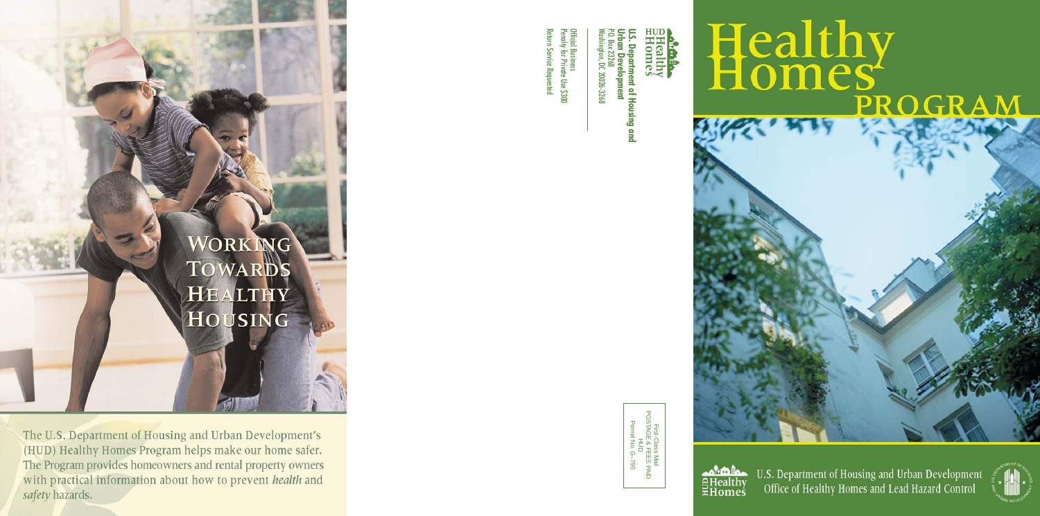# Healthy Homes

## PROGRAM

U.S. Department of Housing and Urban Development
Office of Healthy Homes and Lead Hazard Control

HUD Healthy Homes

**U.S. Department of Housing and Urban Development**
P.O. Box 23268
Washington, DC 20026-3268

Official Business
Penalty for Private Use $300

Return Service Requested

First-Class Mail
POSTAGE & FEES PAID
HUD
Permit No. G–795

## WORKING TOWARDS HEALTHY HOUSING

The U.S. Department of Housing and Urban Development's (HUD) Healthy Homes Program helps make our home safer. The Program provides homeowners and rental property owners with practical information about how to prevent ***health*** and *safety* hazards.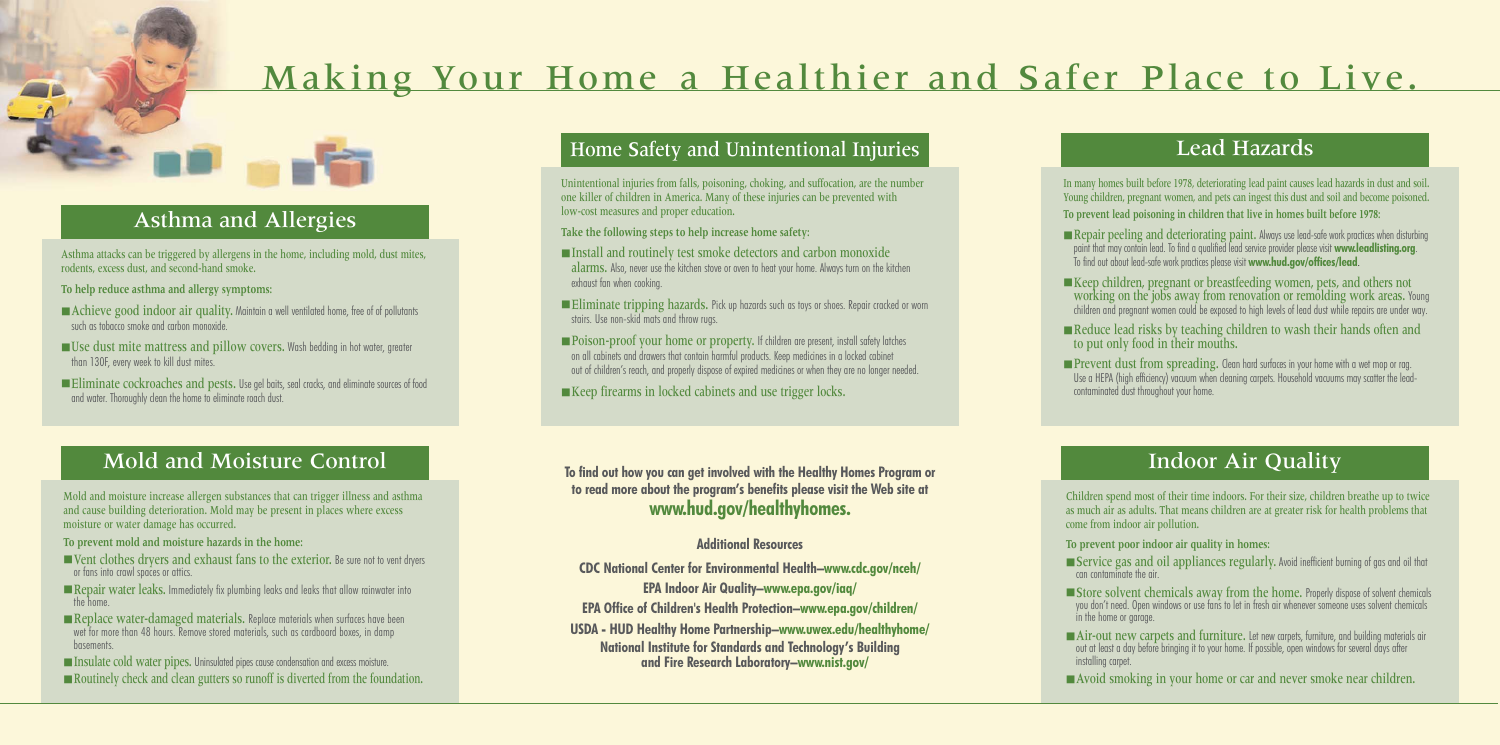# Making Your Home a Healthier and Safer Place to Live.

## Asthma and Allergies

Asthma attacks can be triggered by allergens in the home, including mold, dust mites, rodents, excess dust, and second-hand smoke.

**To help reduce asthma and allergy symptoms:**

- **Achieve good indoor air quality.** Maintain a well ventilated home, free of of pollutants such as tobacco smoke and carbon monoxide.
- **Use dust mite mattress and pillow covers.** Wash bedding in hot water, greater than 130F, every week to kill dust mites.
- **Eliminate cockroaches and pests.** Use gel baits, seal cracks, and eliminate sources of food and water. Thoroughly clean the home to eliminate roach dust.

## Mold and Moisture Control

Mold and moisture increase allergen substances that can trigger illness and asthma and cause building deterioration. Mold may be present in places where excess moisture or water damage has occurred.

**To prevent mold and moisture hazards in the home:**

- **Vent clothes dryers and exhaust fans to the exterior.** Be sure not to vent dryers or fans into crawl spaces or attics.
- **Repair water leaks.** Immediately fix plumbing leaks and leaks that allow rainwater into the home.
- **Replace water-damaged materials.** Replace materials when surfaces have been wet for more than 48 hours. Remove stored materials, such as cardboard boxes, in damp basements.
- **Insulate cold water pipes.** Uninsulated pipes cause condensation and excess moisture.
- **Routinely check and clean gutters so runoff is diverted from the foundation.**

## Home Safety and Unintentional Injuries

Unintentional injuries from falls, poisoning, choking, and suffocation, are the number one killer of children in America. Many of these injuries can be prevented with low-cost measures and proper education.

**Take the following steps to help increase home safety:**

- **Install and routinely test smoke detectors and carbon monoxide alarms.** Also, never use the kitchen stove or oven to heat your home. Always turn on the kitchen exhaust fan when cooking.
- **Eliminate tripping hazards.** Pick up hazards such as toys or shoes. Repair cracked or worn stairs. Use non-skid mats and throw rugs.
- **Poison-proof your home or property.** If children are present, install safety latches on all cabinets and drawers that contain harmful products. Keep medicines in a locked cabinet out of children's reach, and properly dispose of expired medicines or when they are no longer needed.
- **Keep firearms in locked cabinets and use trigger locks.**

**To find out how you can get involved with the Healthy Homes Program or to read more about the program's benefits please visit the Web site at www.hud.gov/healthyhomes.**

**Additional Resources**

**CDC National Center for Environmental Health–www.cdc.gov/nceh/**

**EPA Indoor Air Quality–www.epa.gov/iaq/**

**EPA Office of Children's Health Protection–www.epa.gov/children/**

**USDA - HUD Healthy Home Partnership–www.uwex.edu/healthyhome/**

**National Institute for Standards and Technology's Building and Fire Research Laboratory–www.nist.gov/**

## Lead Hazards

In many homes built before 1978, deteriorating lead paint causes lead hazards in dust and soil. Young children, pregnant women, and pets can ingest this dust and soil and become poisoned.

**To prevent lead poisoning in children that live in homes built before 1978:**

- **Repair peeling and deteriorating paint.** Always use lead-safe work practices when disturbing paint that may contain lead. To find a qualified lead service provider please visit **www.leadlisting.org**. To find out about lead-safe work practices please visit **www.hud.gov/offices/lead**.
- **Keep children, pregnant or breastfeeding women, pets, and others not working on the jobs away from renovation or remolding work areas.** Young children and pregnant women could be exposed to high levels of lead dust while repairs are under way.
- **Reduce lead risks by teaching children to wash their hands often and to put only food in their mouths.**
- **Prevent dust from spreading.** Clean hard surfaces in your home with a wet mop or rag. Use a HEPA (high efficiency) vacuum when cleaning carpets. Household vacuums may scatter the lead-contaminated dust throughout your home.

## Indoor Air Quality

Children spend most of their time indoors. For their size, children breathe up to twice as much air as adults. That means children are at greater risk for health problems that come from indoor air pollution.

**To prevent poor indoor air quality in homes:**

- **Service gas and oil appliances regularly.** Avoid inefficient burning of gas and oil that can contaminate the air.
- **Store solvent chemicals away from the home.** Properly dispose of solvent chemicals you don't need. Open windows or use fans to let in fresh air whenever someone uses solvent chemicals in the home or garage.
- **Air-out new carpets and furniture.** Let new carpets, furniture, and building materials air out at least a day before bringing it to your home. If possible, open windows for several days after installing carpet.
- **Avoid smoking in your home or car and never smoke near children.**